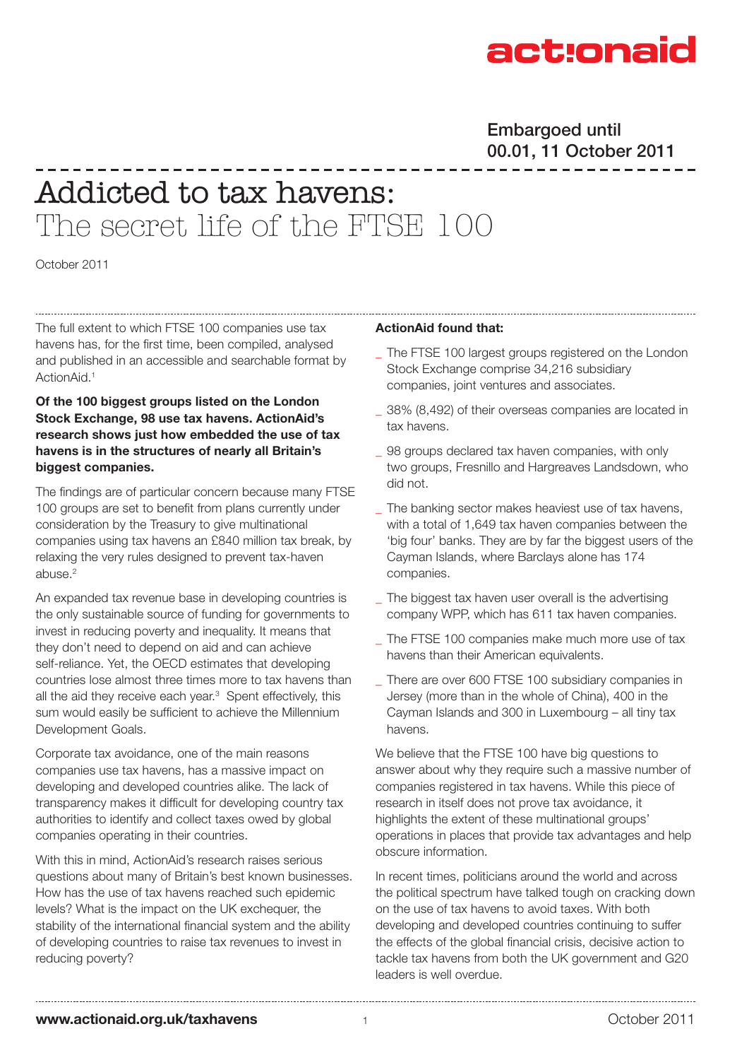actionaid

Embargoed until
00.01, 11 October 2011

# Addicted to tax havens: The secret life of the FTSE 100

October 2011

The full extent to which FTSE 100 companies use tax havens has, for the first time, been compiled, analysed and published in an accessible and searchable format by ActionAid.[1]

**Of the 100 biggest groups listed on the London Stock Exchange, 98 use tax havens. ActionAid's research shows just how embedded the use of tax havens is in the structures of nearly all Britain's biggest companies.**

The findings are of particular concern because many FTSE 100 groups are set to benefit from plans currently under consideration by the Treasury to give multinational companies using tax havens an £840 million tax break, by relaxing the very rules designed to prevent tax-haven abuse.[2]

An expanded tax revenue base in developing countries is the only sustainable source of funding for governments to invest in reducing poverty and inequality. It means that they don't need to depend on aid and can achieve self-reliance. Yet, the OECD estimates that developing countries lose almost three times more to tax havens than all the aid they receive each year.[3] Spent effectively, this sum would easily be sufficient to achieve the Millennium Development Goals.

Corporate tax avoidance, one of the main reasons companies use tax havens, has a massive impact on developing and developed countries alike. The lack of transparency makes it difficult for developing country tax authorities to identify and collect taxes owed by global companies operating in their countries.

With this in mind, ActionAid's research raises serious questions about many of Britain's best known businesses. How has the use of tax havens reached such epidemic levels? What is the impact on the UK exchequer, the stability of the international financial system and the ability of developing countries to raise tax revenues to invest in reducing poverty?

**ActionAid found that:**

- The FTSE 100 largest groups registered on the London Stock Exchange comprise 34,216 subsidiary companies, joint ventures and associates.
- 38% (8,492) of their overseas companies are located in tax havens.
- 98 groups declared tax haven companies, with only two groups, Fresnillo and Hargreaves Landsdown, who did not.
- The banking sector makes heaviest use of tax havens, with a total of 1,649 tax haven companies between the 'big four' banks. They are by far the biggest users of the Cayman Islands, where Barclays alone has 174 companies.
- The biggest tax haven user overall is the advertising company WPP, which has 611 tax haven companies.
- The FTSE 100 companies make much more use of tax havens than their American equivalents.
- There are over 600 FTSE 100 subsidiary companies in Jersey (more than in the whole of China), 400 in the Cayman Islands and 300 in Luxembourg – all tiny tax havens.

We believe that the FTSE 100 have big questions to answer about why they require such a massive number of companies registered in tax havens. While this piece of research in itself does not prove tax avoidance, it highlights the extent of these multinational groups' operations in places that provide tax advantages and help obscure information.

In recent times, politicians around the world and across the political spectrum have talked tough on cracking down on the use of tax havens to avoid taxes. With both developing and developed countries continuing to suffer the effects of the global financial crisis, decisive action to tackle tax havens from both the UK government and G20 leaders is well overdue.

www.actionaid.org.uk/taxhavens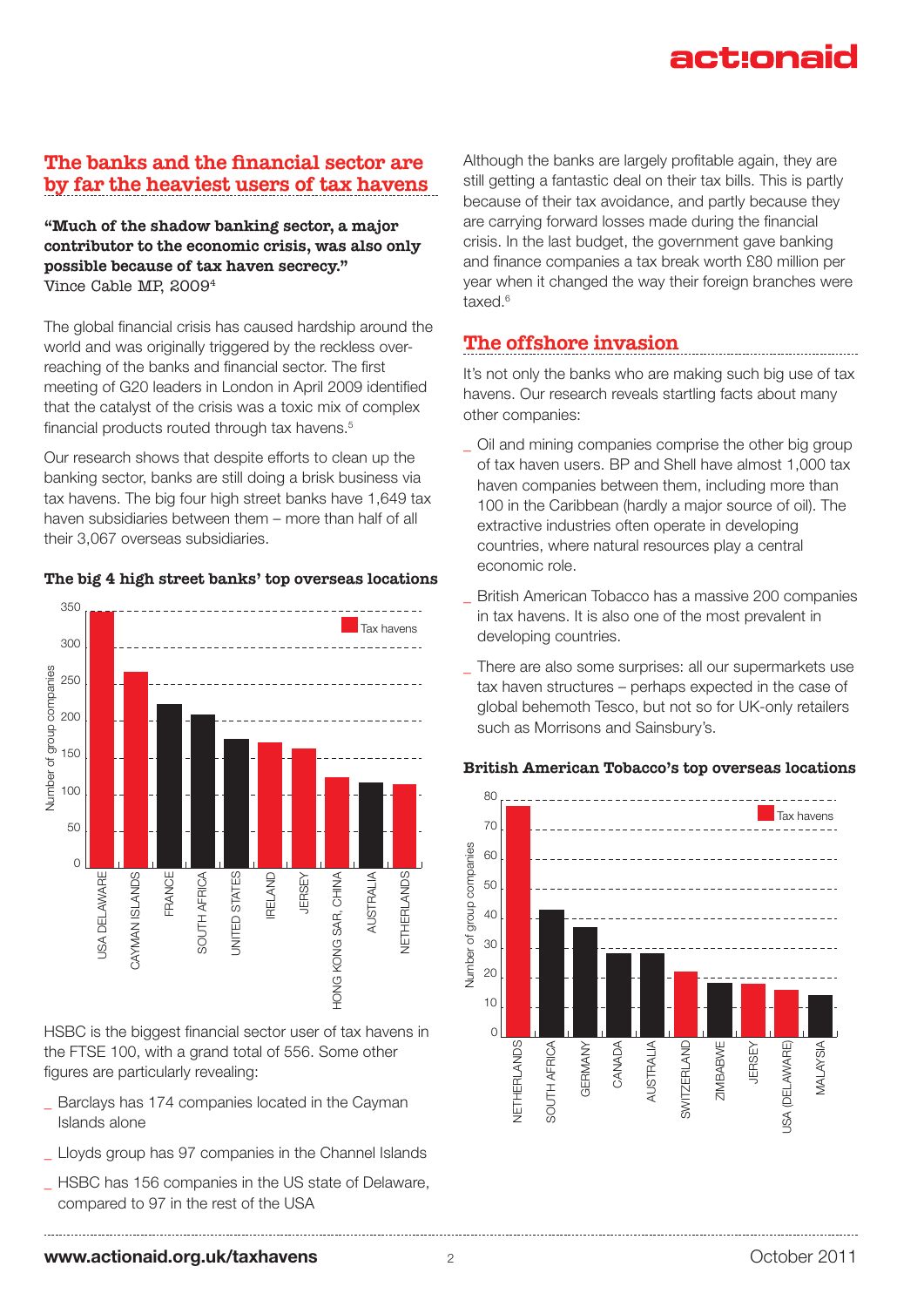## The banks and the financial sector are by far the heaviest users of tax havens

**"Much of the shadow banking sector, a major contributor to the economic crisis, was also only possible because of tax haven secrecy."**
Vince Cable MP, 2009[4]

The global financial crisis has caused hardship around the world and was originally triggered by the reckless over-reaching of the banks and financial sector. The first meeting of G20 leaders in London in April 2009 identified that the catalyst of the crisis was a toxic mix of complex financial products routed through tax havens.[5]

Our research shows that despite efforts to clean up the banking sector, banks are still doing a brisk business via tax havens. The big four high street banks have 1,649 tax haven subsidiaries between them – more than half of all their 3,067 overseas subsidiaries.

**The big 4 high street banks' top overseas locations**

| Location | Number of group companies | Tax haven |
|---|---|---|
| USA DELAWARE | ~350 | Yes |
| CAYMAN ISLANDS | ~265 | Yes |
| FRANCE | ~220 | |
| SOUTH AFRICA | ~207 | |
| UNITED STATES | ~173 | |
| IRELAND | ~168 | Yes |
| JERSEY | ~160 | Yes |
| HONG KONG SAR, CHINA | ~122 | Yes |
| AUSTRALIA | ~115 | |
| NETHERLANDS | ~112 | Yes |

HSBC is the biggest financial sector user of tax havens in the FTSE 100, with a grand total of 556. Some other figures are particularly revealing:

- Barclays has 174 companies located in the Cayman Islands alone
- Lloyds group has 97 companies in the Channel Islands
- HSBC has 156 companies in the US state of Delaware, compared to 97 in the rest of the USA

Although the banks are largely profitable again, they are still getting a fantastic deal on their tax bills. This is partly because of their tax avoidance, and partly because they are carrying forward losses made during the financial crisis. In the last budget, the government gave banking and finance companies a tax break worth £80 million per year when it changed the way their foreign branches were taxed.[6]

## The offshore invasion

It's not only the banks who are making such big use of tax havens. Our research reveals startling facts about many other companies:

- Oil and mining companies comprise the other big group of tax haven users. BP and Shell have almost 1,000 tax haven companies between them, including more than 100 in the Caribbean (hardly a major source of oil). The extractive industries often operate in developing countries, where natural resources play a central economic role.
- British American Tobacco has a massive 200 companies in tax havens. It is also one of the most prevalent in developing countries.
- There are also some surprises: all our supermarkets use tax haven structures – perhaps expected in the case of global behemoth Tesco, but not so for UK-only retailers such as Morrisons and Sainsbury's.

**British American Tobacco's top overseas locations**

| Location | Number of group companies | Tax haven |
|---|---|---|
| NETHERLANDS | ~78 | Yes |
| SOUTH AFRICA | ~43 | |
| GERMANY | ~37 | |
| CANADA | ~28 | |
| AUSTRALIA | ~28 | |
| SWITZERLAND | ~22 | Yes |
| ZIMBABWE | ~18 | |
| JERSEY | ~18 | Yes |
| USA (DELAWARE) | ~16 | Yes |
| MALAYSIA | ~14 | |

**www.actionaid.org.uk/taxhavens**

October 2011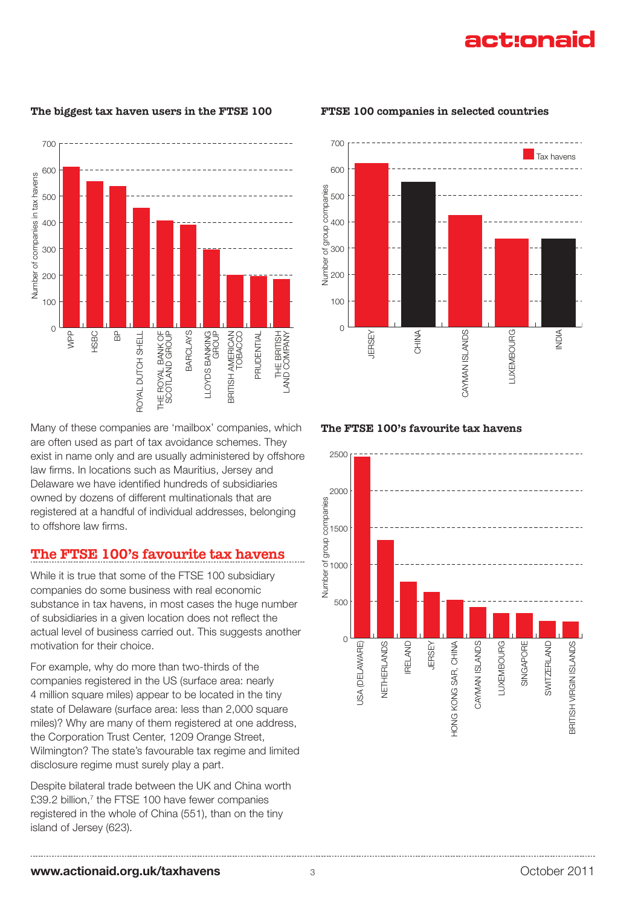### The biggest tax haven users in the FTSE 100

| Company | Number of companies in tax havens |
| --- | --- |
| WPP | ~611 |
| HSBC | ~556 |
| BP | ~538 |
| ROYAL DUTCH SHELL | ~455 |
| THE ROYAL BANK OF SCOTLAND GROUP | ~406 |
| BARCLAYS | ~391 |
| LLOYDS BANKING GROUP | ~296 |
| BRITISH AMERICAN TOBACCO | ~200 |
| PRUDENTIAL | ~195 |
| THE BRITISH LAND COMPANY | ~184 |

### FTSE 100 companies in selected countries

| Country | Number of group companies |
| --- | --- |
| JERSEY (tax haven) | 623 |
| CHINA | 551 |
| CAYMAN ISLANDS (tax haven) | ~425 |
| LUXEMBOURG (tax haven) | ~335 |
| INDIA | ~335 |

Many of these companies are 'mailbox' companies, which are often used as part of tax avoidance schemes. They exist in name only and are usually administered by offshore law firms. In locations such as Mauritius, Jersey and Delaware we have identified hundreds of subsidiaries owned by dozens of different multinationals that are registered at a handful of individual addresses, belonging to offshore law firms.

## The FTSE 100's favourite tax havens

While it is true that some of the FTSE 100 subsidiary companies do some business with real economic substance in tax havens, in most cases the huge number of subsidiaries in a given location does not reflect the actual level of business carried out. This suggests another motivation for their choice.

For example, why do more than two-thirds of the companies registered in the US (surface area: nearly 4 million square miles) appear to be located in the tiny state of Delaware (surface area: less than 2,000 square miles)? Why are many of them registered at one address, the Corporation Trust Center, 1209 Orange Street, Wilmington? The state's favourable tax regime and limited disclosure regime must surely play a part.

Despite bilateral trade between the UK and China worth £39.2 billion,[7] the FTSE 100 have fewer companies registered in the whole of China (551), than on the tiny island of Jersey (623).

### The FTSE 100's favourite tax havens

| Location | Number of group companies |
| --- | --- |
| USA (DELAWARE) | ~2450 |
| NETHERLANDS | ~1330 |
| IRELAND | ~760 |
| JERSEY | ~623 |
| HONG KONG SAR, CHINA | ~515 |
| CAYMAN ISLANDS | ~425 |
| LUXEMBOURG | ~335 |
| SINGAPORE | ~335 |
| SWITZERLAND | ~230 |
| BRITISH VIRGIN ISLANDS | ~225 |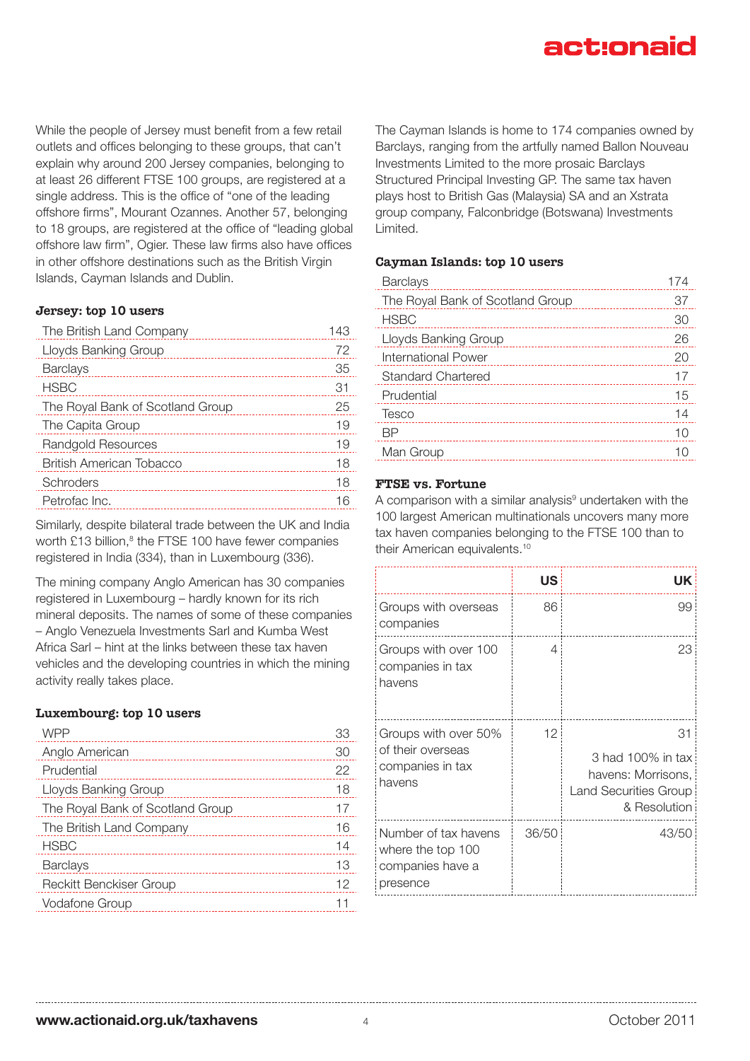While the people of Jersey must benefit from a few retail outlets and offices belonging to these groups, that can't explain why around 200 Jersey companies, belonging to at least 26 different FTSE 100 groups, are registered at a single address. This is the office of "one of the leading offshore firms", Mourant Ozannes. Another 57, belonging to 18 groups, are registered at the office of "leading global offshore law firm", Ogier. These law firms also have offices in other offshore destinations such as the British Virgin Islands, Cayman Islands and Dublin.

### Jersey: top 10 users

| | |
|---|---|
| The British Land Company | 143 |
| Lloyds Banking Group | 72 |
| Barclays | 35 |
| HSBC | 31 |
| The Royal Bank of Scotland Group | 25 |
| The Capita Group | 19 |
| Randgold Resources | 19 |
| British American Tobacco | 18 |
| Schroders | 18 |
| Petrofac Inc. | 16 |

Similarly, despite bilateral trade between the UK and India worth £13 billion,[8] the FTSE 100 have fewer companies registered in India (334), than in Luxembourg (336).

The mining company Anglo American has 30 companies registered in Luxembourg – hardly known for its rich mineral deposits. The names of some of these companies – Anglo Venezuela Investments Sarl and Kumba West Africa Sarl – hint at the links between these tax haven vehicles and the developing countries in which the mining activity really takes place.

### Luxembourg: top 10 users

| | |
|---|---|
| WPP | 33 |
| Anglo American | 30 |
| Prudential | 22 |
| Lloyds Banking Group | 18 |
| The Royal Bank of Scotland Group | 17 |
| The British Land Company | 16 |
| HSBC | 14 |
| Barclays | 13 |
| Reckitt Benckiser Group | 12 |
| Vodafone Group | 11 |

The Cayman Islands is home to 174 companies owned by Barclays, ranging from the artfully named Ballon Nouveau Investments Limited to the more prosaic Barclays Structured Principal Investing GP. The same tax haven plays host to British Gas (Malaysia) SA and an Xstrata group company, Falconbridge (Botswana) Investments Limited.

### Cayman Islands: top 10 users

| | |
|---|---|
| Barclays | 174 |
| The Royal Bank of Scotland Group | 37 |
| HSBC | 30 |
| Lloyds Banking Group | 26 |
| International Power | 20 |
| Standard Chartered | 17 |
| Prudential | 15 |
| Tesco | 14 |
| BP | 10 |
| Man Group | 10 |

### FTSE vs. Fortune

A comparison with a similar analysis[9] undertaken with the 100 largest American multinationals uncovers many more tax haven companies belonging to the FTSE 100 than to their American equivalents.[10]

| | US | UK |
|---|---|---|
| Groups with overseas companies | 86 | 99 |
| Groups with over 100 companies in tax havens | 4 | 23 |
| Groups with over 50% of their overseas companies in tax havens | 12 | 31<br>3 had 100% in tax havens: Morrisons, Land Securities Group & Resolution |
| Number of tax havens where the top 100 companies have a presence | 36/50 | 43/50 |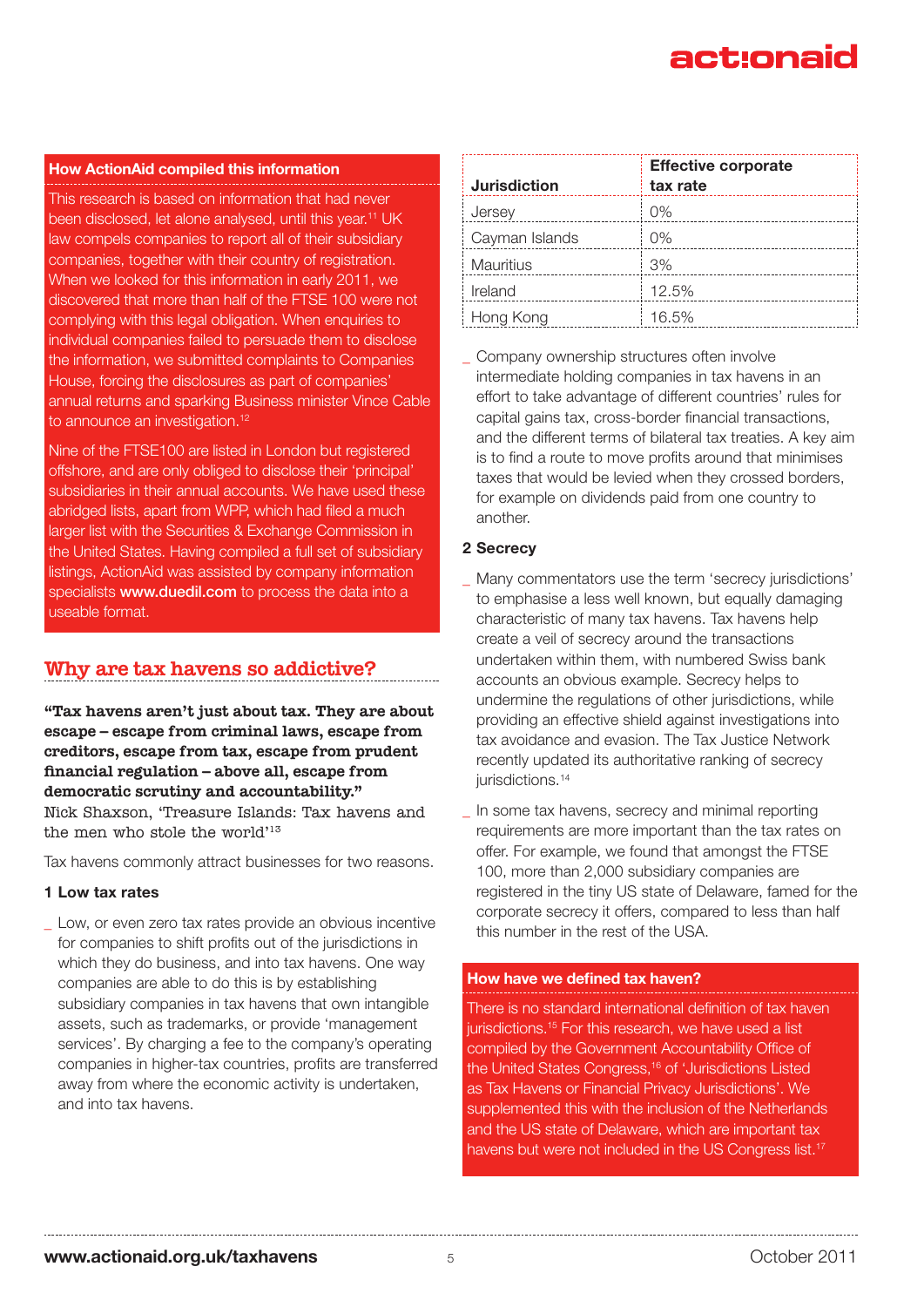### How ActionAid compiled this information

This research is based on information that had never been disclosed, let alone analysed, until this year.[11] UK law compels companies to report all of their subsidiary companies, together with their country of registration. When we looked for this information in early 2011, we discovered that more than half of the FTSE 100 were not complying with this legal obligation. When enquiries to individual companies failed to persuade them to disclose the information, we submitted complaints to Companies House, forcing the disclosures as part of companies' annual returns and sparking Business minister Vince Cable to announce an investigation.[12]

Nine of the FTSE100 are listed in London but registered offshore, and are only obliged to disclose their 'principal' subsidiaries in their annual accounts. We have used these abridged lists, apart from WPP, which had filed a much larger list with the Securities & Exchange Commission in the United States. Having compiled a full set of subsidiary listings, ActionAid was assisted by company information specialists **www.duedil.com** to process the data into a useable format.

## Why are tax havens so addictive?

**"Tax havens aren't just about tax. They are about escape – escape from criminal laws, escape from creditors, escape from tax, escape from prudent financial regulation – above all, escape from democratic scrutiny and accountability."**
Nick Shaxson, 'Treasure Islands: Tax havens and the men who stole the world'[13]

Tax havens commonly attract businesses for two reasons.

**1 Low tax rates**

- Low, or even zero tax rates provide an obvious incentive for companies to shift profits out of the jurisdictions in which they do business, and into tax havens. One way companies are able to do this is by establishing subsidiary companies in tax havens that own intangible assets, such as trademarks, or provide 'management services'. By charging a fee to the company's operating companies in higher-tax countries, profits are transferred away from where the economic activity is undertaken, and into tax havens.

| Jurisdiction | Effective corporate tax rate |
|---|---|
| Jersey | 0% |
| Cayman Islands | 0% |
| Mauritius | 3% |
| Ireland | 12.5% |
| Hong Kong | 16.5% |

- Company ownership structures often involve intermediate holding companies in tax havens in an effort to take advantage of different countries' rules for capital gains tax, cross-border financial transactions, and the different terms of bilateral tax treaties. A key aim is to find a route to move profits around that minimises taxes that would be levied when they crossed borders, for example on dividends paid from one country to another.

**2 Secrecy**

- Many commentators use the term 'secrecy jurisdictions' to emphasise a less well known, but equally damaging characteristic of many tax havens. Tax havens help create a veil of secrecy around the transactions undertaken within them, with numbered Swiss bank accounts an obvious example. Secrecy helps to undermine the regulations of other jurisdictions, while providing an effective shield against investigations into tax avoidance and evasion. The Tax Justice Network recently updated its authoritative ranking of secrecy jurisdictions.[14]
- In some tax havens, secrecy and minimal reporting requirements are more important than the tax rates on offer. For example, we found that amongst the FTSE 100, more than 2,000 subsidiary companies are registered in the tiny US state of Delaware, famed for the corporate secrecy it offers, compared to less than half this number in the rest of the USA.

### How have we defined tax haven?

There is no standard international definition of tax haven jurisdictions.[15] For this research, we have used a list compiled by the Government Accountability Office of the United States Congress,[16] of 'Jurisdictions Listed as Tax Havens or Financial Privacy Jurisdictions'. We supplemented this with the inclusion of the Netherlands and the US state of Delaware, which are important tax havens but were not included in the US Congress list.[17]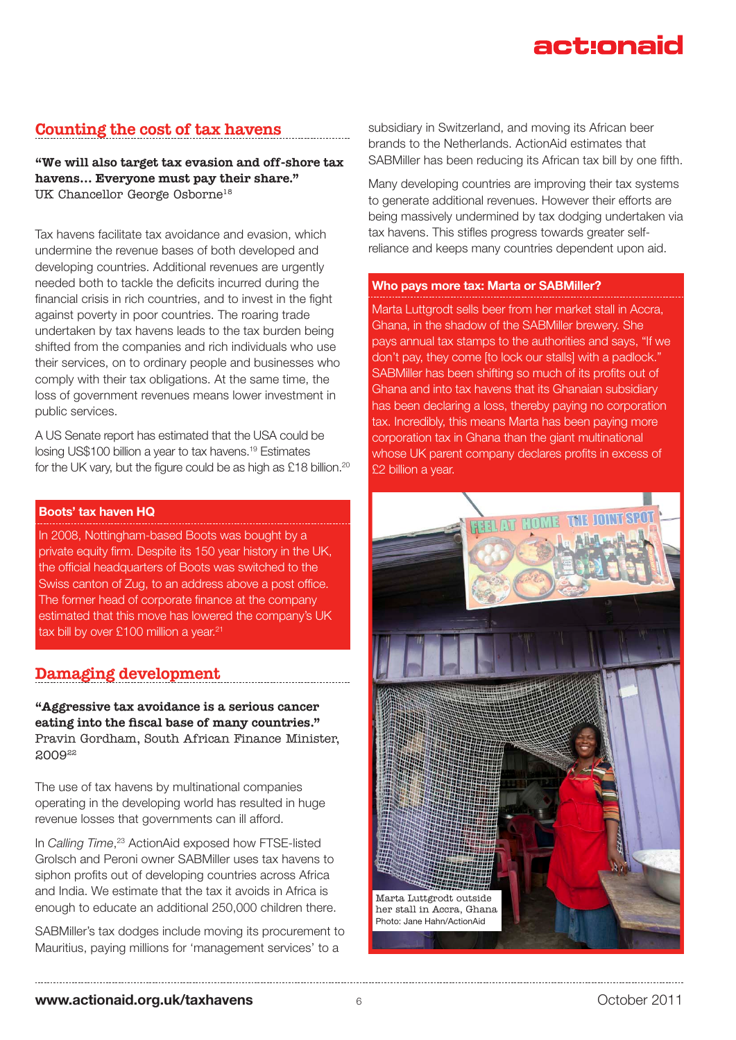## Counting the cost of tax havens

**"We will also target tax evasion and off-shore tax havens… Everyone must pay their share."**
UK Chancellor George Osborne[18]

Tax havens facilitate tax avoidance and evasion, which undermine the revenue bases of both developed and developing countries. Additional revenues are urgently needed both to tackle the deficits incurred during the financial crisis in rich countries, and to invest in the fight against poverty in poor countries. The roaring trade undertaken by tax havens leads to the tax burden being shifted from the companies and rich individuals who use their services, on to ordinary people and businesses who comply with their tax obligations. At the same time, the loss of government revenues means lower investment in public services.

A US Senate report has estimated that the USA could be losing US$100 billion a year to tax havens.[19] Estimates for the UK vary, but the figure could be as high as £18 billion.[20]

### Boots' tax haven HQ

In 2008, Nottingham-based Boots was bought by a private equity firm. Despite its 150 year history in the UK, the official headquarters of Boots was switched to the Swiss canton of Zug, to an address above a post office. The former head of corporate finance at the company estimated that this move has lowered the company's UK tax bill by over £100 million a year.[21]

## Damaging development

**"Aggressive tax avoidance is a serious cancer eating into the fiscal base of many countries."**
Pravin Gordham, South African Finance Minister, 2009[22]

The use of tax havens by multinational companies operating in the developing world has resulted in huge revenue losses that governments can ill afford.

In *Calling Time*,[23] ActionAid exposed how FTSE-listed Grolsch and Peroni owner SABMiller uses tax havens to siphon profits out of developing countries across Africa and India. We estimate that the tax it avoids in Africa is enough to educate an additional 250,000 children there.

SABMiller's tax dodges include moving its procurement to Mauritius, paying millions for 'management services' to a subsidiary in Switzerland, and moving its African beer brands to the Netherlands. ActionAid estimates that SABMiller has been reducing its African tax bill by one fifth.

Many developing countries are improving their tax systems to generate additional revenues. However their efforts are being massively undermined by tax dodging undertaken via tax havens. This stifles progress towards greater self-reliance and keeps many countries dependent upon aid.

### Who pays more tax: Marta or SABMiller?

Marta Luttgrodt sells beer from her market stall in Accra, Ghana, in the shadow of the SABMiller brewery. She pays annual tax stamps to the authorities and says, "If we don't pay, they come [to lock our stalls] with a padlock." SABMiller has been shifting so much of its profits out of Ghana and into tax havens that its Ghanaian subsidiary has been declaring a loss, thereby paying no corporation tax. Incredibly, this means Marta has been paying more corporation tax in Ghana than the giant multinational whose UK parent company declares profits in excess of £2 billion a year.

Marta Luttgrodt outside her stall in Accra, Ghana
Photo: Jane Hahn/ActionAid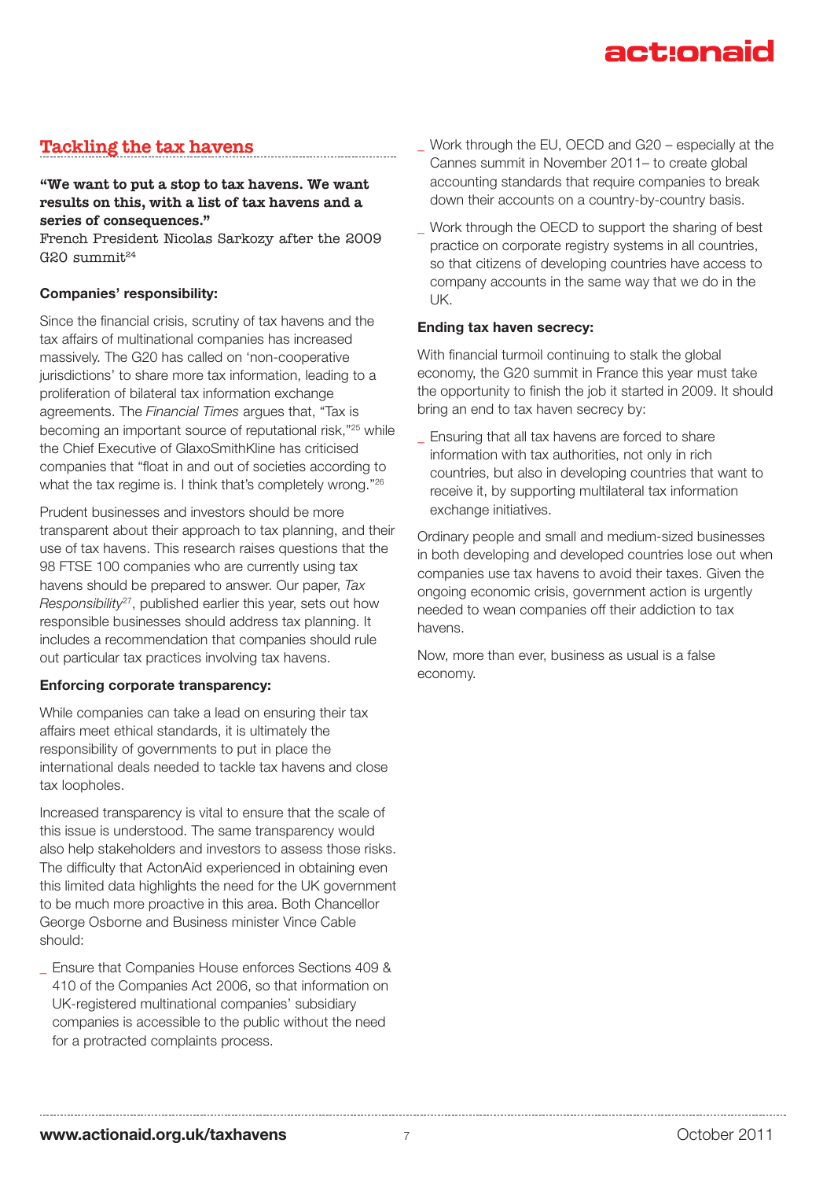## Tackling the tax havens

**"We want to put a stop to tax havens. We want results on this, with a list of tax havens and a series of consequences."**
French President Nicolas Sarkozy after the 2009 G20 summit[24]

**Companies' responsibility:**

Since the financial crisis, scrutiny of tax havens and the tax affairs of multinational companies has increased massively. The G20 has called on 'non-cooperative jurisdictions' to share more tax information, leading to a proliferation of bilateral tax information exchange agreements. The *Financial Times* argues that, "Tax is becoming an important source of reputational risk,"[25] while the Chief Executive of GlaxoSmithKline has criticised companies that "float in and out of societies according to what the tax regime is. I think that's completely wrong."[26]

Prudent businesses and investors should be more transparent about their approach to tax planning, and their use of tax havens. This research raises questions that the 98 FTSE 100 companies who are currently using tax havens should be prepared to answer. Our paper, *Tax Responsibility*[27], published earlier this year, sets out how responsible businesses should address tax planning. It includes a recommendation that companies should rule out particular tax practices involving tax havens.

**Enforcing corporate transparency:**

While companies can take a lead on ensuring their tax affairs meet ethical standards, it is ultimately the responsibility of governments to put in place the international deals needed to tackle tax havens and close tax loopholes.

Increased transparency is vital to ensure that the scale of this issue is understood. The same transparency would also help stakeholders and investors to assess those risks. The difficulty that ActonAid experienced in obtaining even this limited data highlights the need for the UK government to be much more proactive in this area. Both Chancellor George Osborne and Business minister Vince Cable should:

- Ensure that Companies House enforces Sections 409 & 410 of the Companies Act 2006, so that information on UK-registered multinational companies' subsidiary companies is accessible to the public without the need for a protracted complaints process.
- Work through the EU, OECD and G20 – especially at the Cannes summit in November 2011– to create global accounting standards that require companies to break down their accounts on a country-by-country basis.
- Work through the OECD to support the sharing of best practice on corporate registry systems in all countries, so that citizens of developing countries have access to company accounts in the same way that we do in the UK.

**Ending tax haven secrecy:**

With financial turmoil continuing to stalk the global economy, the G20 summit in France this year must take the opportunity to finish the job it started in 2009. It should bring an end to tax haven secrecy by:

- Ensuring that all tax havens are forced to share information with tax authorities, not only in rich countries, but also in developing countries that want to receive it, by supporting multilateral tax information exchange initiatives.

Ordinary people and small and medium-sized businesses in both developing and developed countries lose out when companies use tax havens to avoid their taxes. Given the ongoing economic crisis, government action is urgently needed to wean companies off their addiction to tax havens.

Now, more than ever, business as usual is a false economy.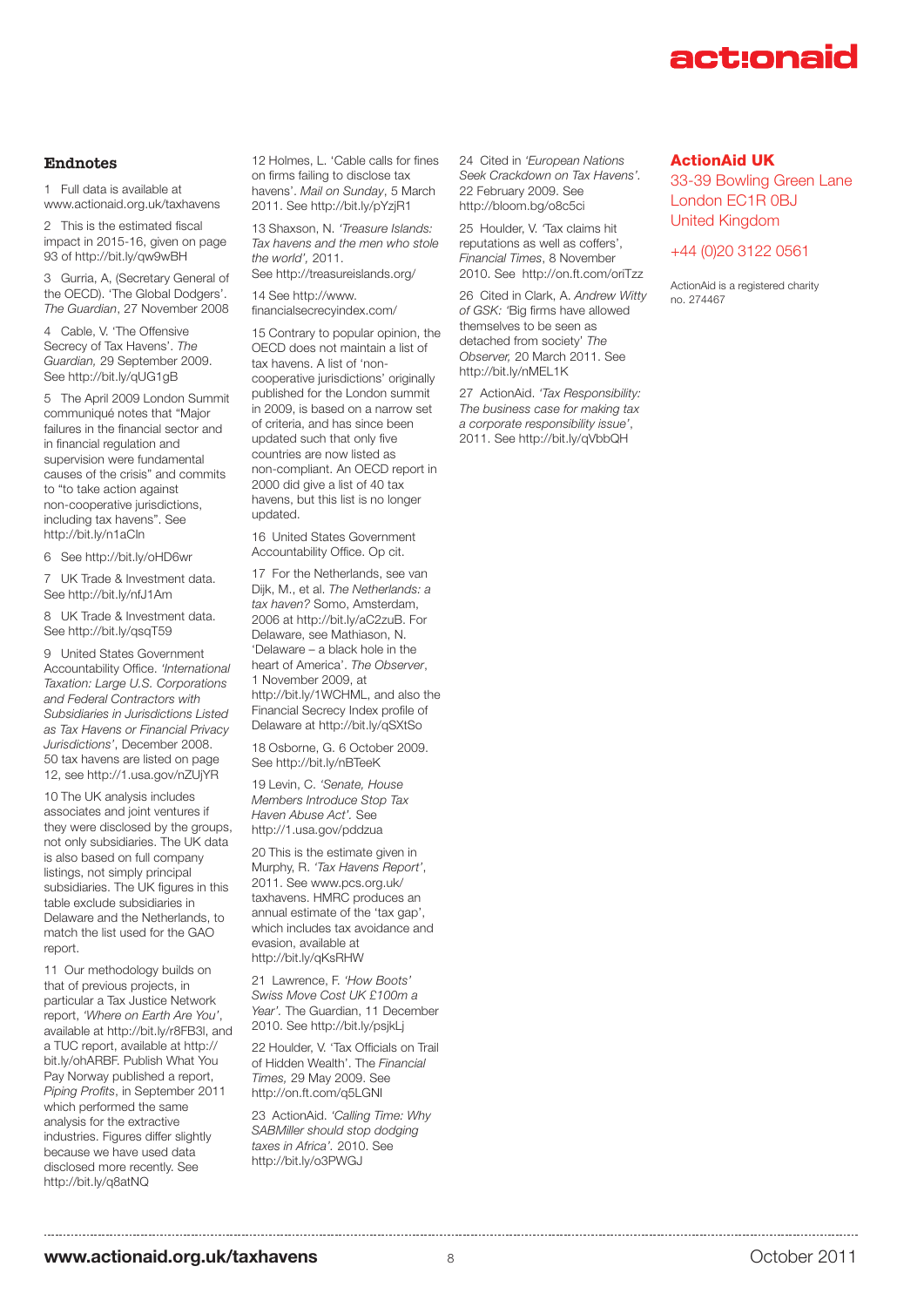## Endnotes

1 Full data is available at www.actionaid.org.uk/taxhavens

2 This is the estimated fiscal impact in 2015-16, given on page 93 of http://bit.ly/qw9wBH

3 Gurria, A, (Secretary General of the OECD). 'The Global Dodgers'. *The Guardian*, 27 November 2008

4 Cable, V. 'The Offensive Secrecy of Tax Havens'. *The Guardian,* 29 September 2009. See http://bit.ly/qUG1gB

5 The April 2009 London Summit communiqué notes that "Major failures in the financial sector and in financial regulation and supervision were fundamental causes of the crisis" and commits to "to take action against non-cooperative jurisdictions, including tax havens". See http://bit.ly/n1aCln

6 See http://bit.ly/oHD6wr

7 UK Trade & Investment data. See http://bit.ly/nfJ1Am

8 UK Trade & Investment data. See http://bit.ly/qsqT59

9 United States Government Accountability Office. *'International Taxation: Large U.S. Corporations and Federal Contractors with Subsidiaries in Jurisdictions Listed as Tax Havens or Financial Privacy Jurisdictions'*, December 2008. 50 tax havens are listed on page 12, see http://1.usa.gov/nZUjYR

10 The UK analysis includes associates and joint ventures if they were disclosed by the groups, not only subsidiaries. The UK data is also based on full company listings, not simply principal subsidiaries. The UK figures in this table exclude subsidiaries in Delaware and the Netherlands, to match the list used for the GAO report.

11 Our methodology builds on that of previous projects, in particular a Tax Justice Network report, *'Where on Earth Are You'*, available at http://bit.ly/r8FB3l, and a TUC report, available at http://bit.ly/ohARBF. Publish What You Pay Norway published a report, *Piping Profits*, in September 2011 which performed the same analysis for the extractive industries. Figures differ slightly because we have used data disclosed more recently. See http://bit.ly/q8atNQ

12 Holmes, L. 'Cable calls for fines on firms failing to disclose tax havens'. *Mail on Sunday*, 5 March 2011. See http://bit.ly/pYzjR1

13 Shaxson, N. *'Treasure Islands: Tax havens and the men who stole the world',* 2011. See http://treasureislands.org/

14 See http://www.financialsecrecyindex.com/

15 Contrary to popular opinion, the OECD does not maintain a list of tax havens. A list of 'non-cooperative jurisdictions' originally published for the London summit in 2009, is based on a narrow set of criteria, and has since been updated such that only five countries are now listed as non-compliant. An OECD report in 2000 did give a list of 40 tax havens, but this list is no longer updated.

16 United States Government Accountability Office. Op cit.

17 For the Netherlands, see van Dijk, M., et al. *The Netherlands: a tax haven?* Somo, Amsterdam, 2006 at http://bit.ly/aC2zuB. For Delaware, see Mathiason, N. 'Delaware – a black hole in the heart of America'. *The Observer*, 1 November 2009, at http://bit.ly/1WCHML, and also the Financial Secrecy Index profile of Delaware at http://bit.ly/qSXtSo

18 Osborne, G. 6 October 2009. See http://bit.ly/nBTeeK

19 Levin, C. *'Senate, House Members Introduce Stop Tax Haven Abuse Act'.* See http://1.usa.gov/pddzua

20 This is the estimate given in Murphy, R. *'Tax Havens Report'*, 2011. See www.pcs.org.uk/taxhavens. HMRC produces an annual estimate of the 'tax gap', which includes tax avoidance and evasion, available at http://bit.ly/qKsRHW

21 Lawrence, F. *'How Boots' Swiss Move Cost UK £100m a Year'*. The Guardian, 11 December 2010. See http://bit.ly/psjkLj

22 Houlder, V. 'Tax Officials on Trail of Hidden Wealth'. The *Financial Times,* 29 May 2009. See http://on.ft.com/q5LGNl

23 ActionAid. *'Calling Time: Why SABMiller should stop dodging taxes in Africa'*. 2010. See http://bit.ly/o3PWGJ

24 Cited in *'European Nations Seek Crackdown on Tax Havens'*. 22 February 2009. See http://bloom.bg/o8c5ci

25 Houlder, V. 'Tax claims hit reputations as well as coffers', *Financial Times*, 8 November 2010. See http://on.ft.com/oriTzz

26 Cited in Clark, A. *Andrew Witty of GSK:* 'Big firms have allowed themselves to be seen as detached from society' *The Observer,* 20 March 2011. See http://bit.ly/nMEL1K

27 ActionAid. *'Tax Responsibility: The business case for making tax a corporate responsibility issue'*, 2011. See http://bit.ly/qVbbQH

**ActionAid UK**
33-39 Bowling Green Lane
London EC1R 0BJ
United Kingdom

+44 (0)20 3122 0561

ActionAid is a registered charity no. 274467

www.actionaid.org.uk/taxhavens

October 2011